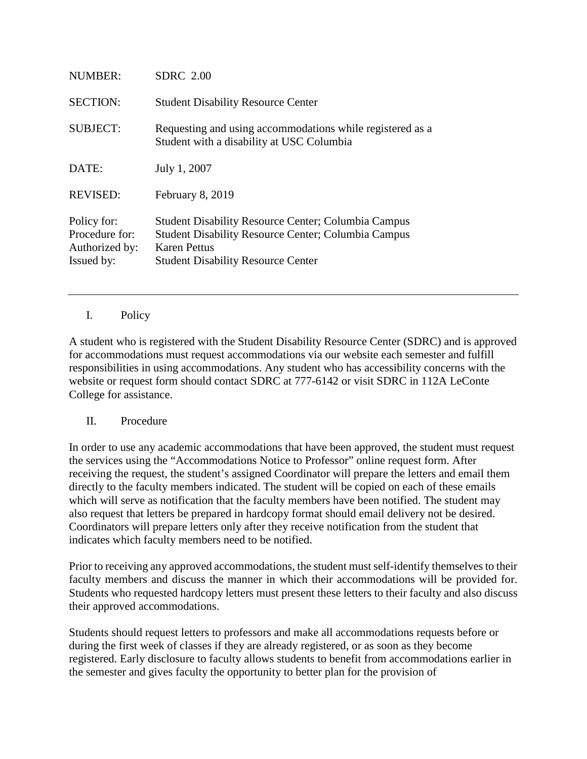| | |
|---|---|
| NUMBER: | SDRC 2.00 |
| SECTION: | Student Disability Resource Center |
| SUBJECT: | Requesting and using accommodations while registered as a Student with a disability at USC Columbia |
| DATE: | July 1, 2007 |
| REVISED: | February 8, 2019 |
| Policy for: | Student Disability Resource Center; Columbia Campus |
| Procedure for: | Student Disability Resource Center; Columbia Campus |
| Authorized by: | Karen Pettus |
| Issued by: | Student Disability Resource Center |

---

## I. Policy

A student who is registered with the Student Disability Resource Center (SDRC) and is approved for accommodations must request accommodations via our website each semester and fulfill responsibilities in using accommodations. Any student who has accessibility concerns with the website or request form should contact SDRC at 777-6142 or visit SDRC in 112A LeConte College for assistance.

## II. Procedure

In order to use any academic accommodations that have been approved, the student must request the services using the "Accommodations Notice to Professor" online request form. After receiving the request, the student's assigned Coordinator will prepare the letters and email them directly to the faculty members indicated. The student will be copied on each of these emails which will serve as notification that the faculty members have been notified. The student may also request that letters be prepared in hardcopy format should email delivery not be desired. Coordinators will prepare letters only after they receive notification from the student that indicates which faculty members need to be notified.

Prior to receiving any approved accommodations, the student must self-identify themselves to their faculty members and discuss the manner in which their accommodations will be provided for. Students who requested hardcopy letters must present these letters to their faculty and also discuss their approved accommodations.

Students should request letters to professors and make all accommodations requests before or during the first week of classes if they are already registered, or as soon as they become registered. Early disclosure to faculty allows students to benefit from accommodations earlier in the semester and gives faculty the opportunity to better plan for the provision of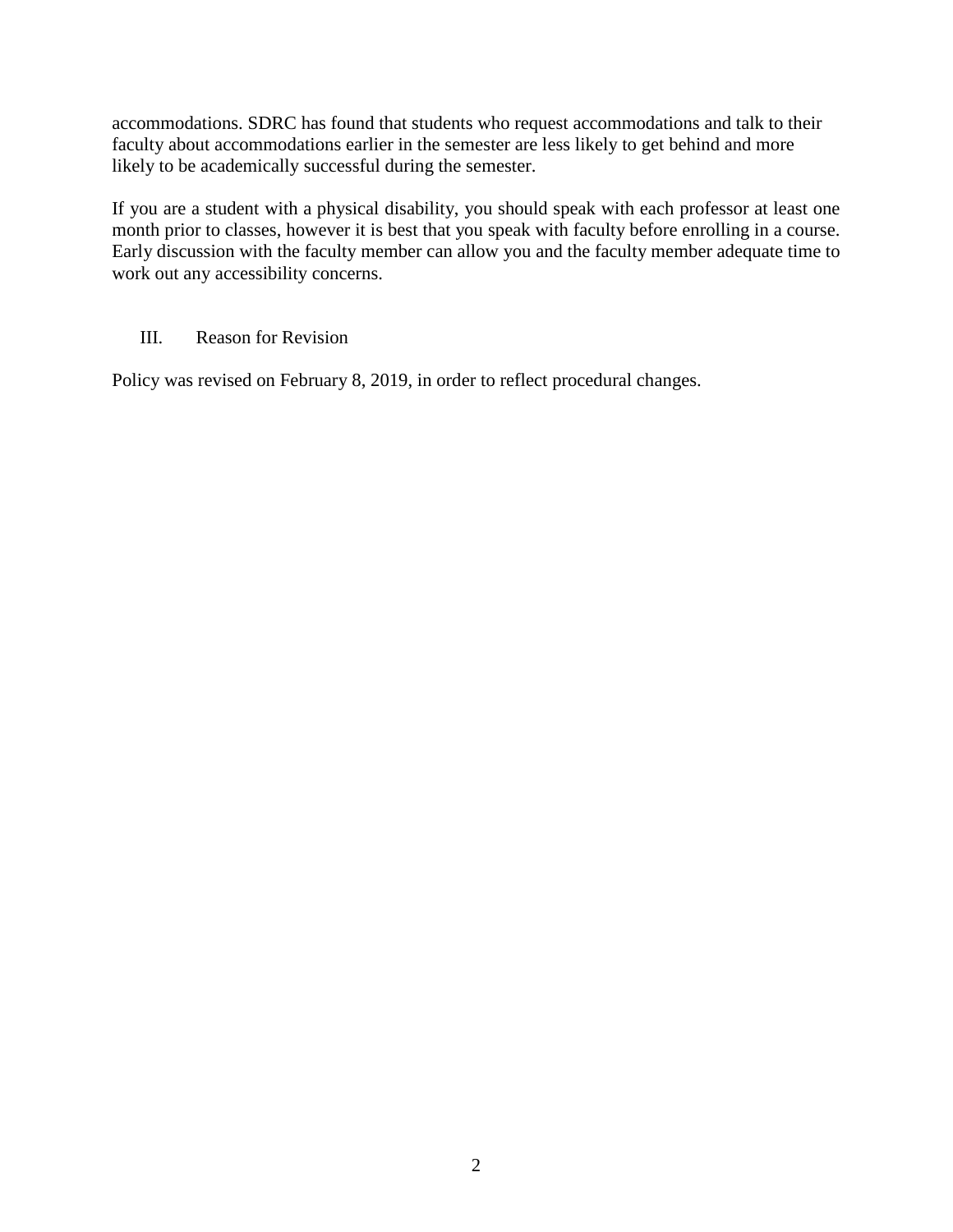accommodations. SDRC has found that students who request accommodations and talk to their faculty about accommodations earlier in the semester are less likely to get behind and more likely to be academically successful during the semester.

If you are a student with a physical disability, you should speak with each professor at least one month prior to classes, however it is best that you speak with faculty before enrolling in a course. Early discussion with the faculty member can allow you and the faculty member adequate time to work out any accessibility concerns.

## III. Reason for Revision

Policy was revised on February 8, 2019, in order to reflect procedural changes.